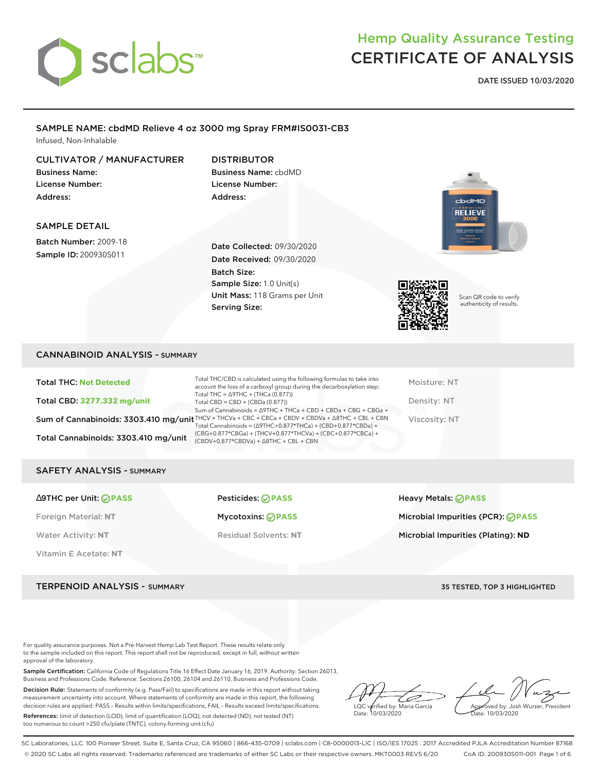# Hemp Quality Assurance Testing
# CERTIFICATE OF ANALYSIS

**DATE ISSUED 10/03/2020**

## SAMPLE NAME: cbdMD Relieve 4 oz 3000 mg Spray FRM#IS0031-CB3

Infused, Non-Inhalable

### CULTIVATOR / MANUFACTURER

**Business Name:**
**License Number:**
**Address:**

### DISTRIBUTOR

**Business Name:** cbdMD
**License Number:**
**Address:**

### SAMPLE DETAIL

**Batch Number:** 2009-18
**Sample ID:** 200930S011

**Date Collected:** 09/30/2020
**Date Received:** 09/30/2020
**Batch Size:**
**Sample Size:** 1.0 Unit(s)
**Unit Mass:** 118 Grams per Unit
**Serving Size:**

Scan QR code to verify authenticity of results.

## CANNABINOID ANALYSIS - SUMMARY

**Total THC:** Not Detected

**Total CBD:** 3277.332 mg/unit

**Sum of Cannabinoids:** 3303.410 mg/unit

**Total Cannabinoids:** 3303.410 mg/unit

Total THC/CBD is calculated using the following formulas to take into account the loss of a carboxyl group during the decarboxylation step:
Total THC = Δ9THC + (THCa (0.877))
Total CBD = CBD + (CBDa (0.877))
Sum of Cannabinoids = Δ9THC + THCa + CBD + CBDa + CBG + CBGa + THCV + THCVa + CBC + CBCa + CBDV + CBDVa + Δ8THC + CBL + CBN
Total Cannabinoids = (Δ9THC+0.877*THCa) + (CBD+0.877*CBDa) + (CBG+0.877*CBGa) + (THCV+0.877*THCVa) + (CBC+0.877*CBCa) + (CBDV+0.877*CBDVa) + Δ8THC + CBL + CBN

Moisture: NT
Density: NT
Viscosity: NT

## SAFETY ANALYSIS - SUMMARY

Δ9THC per Unit: PASS
Foreign Material: NT
Water Activity: NT
Vitamin E Acetate: NT
Pesticides: PASS
Mycotoxins: PASS
Residual Solvents: NT
Heavy Metals: PASS
Microbial Impurities (PCR): PASS
Microbial Impurities (Plating): ND

## TERPENOID ANALYSIS - SUMMARY

35 TESTED, TOP 3 HIGHLIGHTED

For quality assurance purposes. Not a Pre-Harvest Hemp Lab Test Report. These results relate only to the sample included on this report. This report shall not be reproduced, except in full, without written approval of the laboratory.

**Sample Certification:** California Code of Regulations Title 16 Effect Date January 16, 2019. Authority: Section 26013, Business and Professions Code. Reference: Sections 26100, 26104 and 26110, Business and Professions Code.

**Decision Rule:** Statements of conformity (e.g. Pass/Fail) to specifications are made in this report without taking measurement uncertainty into account. Where statements of conformity are made in this report, the following decision rules are applied: PASS – Results within limits/specifications, FAIL – Results exceed limits/specifications.

**References:** limit of detection (LOD), limit of quantification (LOQ), not detected (ND), not tested (NT) too numerous to count >250 cfu/plate (TNTC), colony-forming unit (cfu)

LQC verified by: Maria Garcia
Date: 10/03/2020

Approved by: Josh Wurzer, President
Date: 10/03/2020

SC Laboratories, LLC. 100 Pioneer Street, Suite E, Santa Cruz, CA 95060 | 866-435-0709 | sclabs.com | C8-0000013-LIC | ISO/IES 17025 : 2017 Accredited PJLA Accreditation Number 87168
© 2020 SC Labs all rights reserved. Trademarks referenced are trademarks of either SC Labs or their respective owners. MKT0003 REV5 6/20 CoA ID: 200930S011-001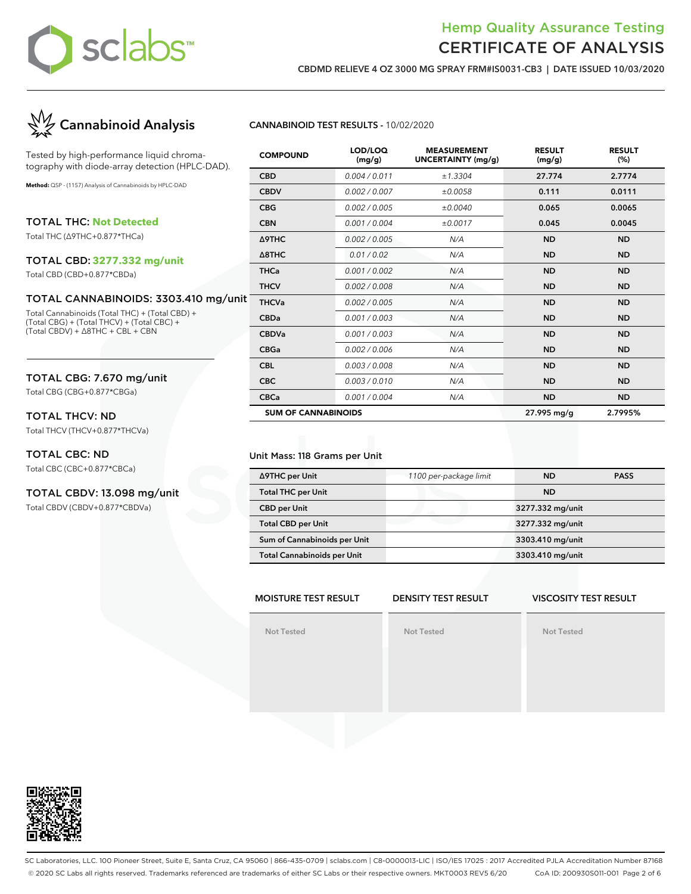# Hemp Quality Assurance Testing
# CERTIFICATE OF ANALYSIS

**CBDMD RELIEVE 4 OZ 3000 MG SPRAY FRM#IS0031-CB3 | DATE ISSUED 10/03/2020**

## Cannabinoid Analysis

Tested by high-performance liquid chromatography with diode-array detection (HPLC-DAD).

**Method:** QSP - (1157) Analysis of Cannabinoids by HPLC-DAD

### TOTAL THC: Not Detected
Total THC (Δ9THC+0.877*THCa)

### TOTAL CBD: 3277.332 mg/unit
Total CBD (CBD+0.877*CBDa)

### TOTAL CANNABINOIDS: 3303.410 mg/unit
Total Cannabinoids (Total THC) + (Total CBD) + (Total CBG) + (Total THCV) + (Total CBC) + (Total CBDV) + Δ8THC + CBL + CBN

### TOTAL CBG: 7.670 mg/unit
Total CBG (CBG+0.877*CBGa)

### TOTAL THCV: ND
Total THCV (THCV+0.877*THCVa)

### TOTAL CBC: ND
Total CBC (CBC+0.877*CBCa)

### TOTAL CBDV: 13.098 mg/unit
Total CBDV (CBDV+0.877*CBDVa)

**CANNABINOID TEST RESULTS** - 10/02/2020

| COMPOUND | LOD/LOQ (mg/g) | MEASUREMENT UNCERTAINTY (mg/g) | RESULT (mg/g) | RESULT (%) |
|---|---|---|---|---|
| CBD | 0.004 / 0.011 | ±1.3304 | 27.774 | 2.7774 |
| CBDV | 0.002 / 0.007 | ±0.0058 | 0.111 | 0.0111 |
| CBG | 0.002 / 0.005 | ±0.0040 | 0.065 | 0.0065 |
| CBN | 0.001 / 0.004 | ±0.0017 | 0.045 | 0.0045 |
| Δ9THC | 0.002 / 0.005 | N/A | ND | ND |
| Δ8THC | 0.01 / 0.02 | N/A | ND | ND |
| THCa | 0.001 / 0.002 | N/A | ND | ND |
| THCV | 0.002 / 0.008 | N/A | ND | ND |
| THCVa | 0.002 / 0.005 | N/A | ND | ND |
| CBDa | 0.001 / 0.003 | N/A | ND | ND |
| CBDVa | 0.001 / 0.003 | N/A | ND | ND |
| CBGa | 0.002 / 0.006 | N/A | ND | ND |
| CBL | 0.003 / 0.008 | N/A | ND | ND |
| CBC | 0.003 / 0.010 | N/A | ND | ND |
| CBCa | 0.001 / 0.004 | N/A | ND | ND |
| **SUM OF CANNABINOIDS** | | | 27.995 mg/g | 2.7995% |

Unit Mass: 118 Grams per Unit

| | | | |
|---|---|---|---|
| Δ9THC per Unit | 1100 per-package limit | ND | PASS |
| Total THC per Unit | | ND | |
| CBD per Unit | | 3277.332 mg/unit | |
| Total CBD per Unit | | 3277.332 mg/unit | |
| Sum of Cannabinoids per Unit | | 3303.410 mg/unit | |
| Total Cannabinoids per Unit | | 3303.410 mg/unit | |

| MOISTURE TEST RESULT | DENSITY TEST RESULT | VISCOSITY TEST RESULT |
|---|---|---|
| Not Tested | Not Tested | Not Tested |

SC Laboratories, LLC. 100 Pioneer Street, Suite E, Santa Cruz, CA 95060 | 866-435-0709 | sclabs.com | C8-0000013-LIC | ISO/IES 17025 : 2017 Accredited PJLA Accreditation Number 87168
© 2020 SC Labs all rights reserved. Trademarks referenced are trademarks of either SC Labs or their respective owners. MKT0003 REV5 6/20 CoA ID: 200930S011-001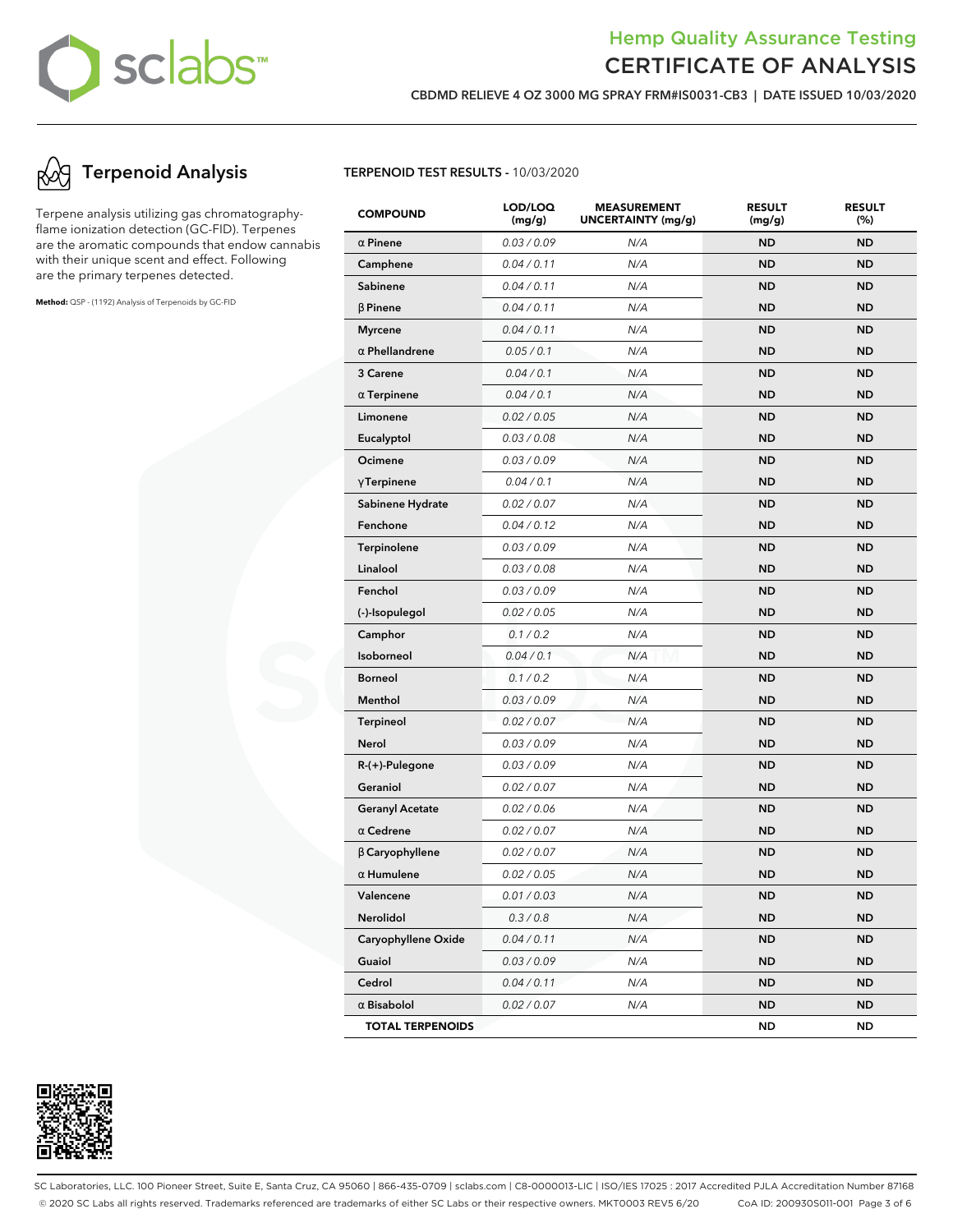# Hemp Quality Assurance Testing
# CERTIFICATE OF ANALYSIS

**CBDMD RELIEVE 4 OZ 3000 MG SPRAY FRM#IS0031-CB3 | DATE ISSUED 10/03/2020**

## Terpenoid Analysis

Terpene analysis utilizing gas chromatography-flame ionization detection (GC-FID). Terpenes are the aromatic compounds that endow cannabis with their unique scent and effect. Following are the primary terpenes detected.

**Method:** QSP - (1192) Analysis of Terpenoids by GC-FID

**TERPENOID TEST RESULTS** - 10/03/2020

| COMPOUND | LOD/LOQ (mg/g) | MEASUREMENT UNCERTAINTY (mg/g) | RESULT (mg/g) | RESULT (%) |
|---|---|---|---|---|
| α Pinene | 0.03 / 0.09 | N/A | ND | ND |
| Camphene | 0.04 / 0.11 | N/A | ND | ND |
| Sabinene | 0.04 / 0.11 | N/A | ND | ND |
| β Pinene | 0.04 / 0.11 | N/A | ND | ND |
| Myrcene | 0.04 / 0.11 | N/A | ND | ND |
| α Phellandrene | 0.05 / 0.1 | N/A | ND | ND |
| 3 Carene | 0.04 / 0.1 | N/A | ND | ND |
| α Terpinene | 0.04 / 0.1 | N/A | ND | ND |
| Limonene | 0.02 / 0.05 | N/A | ND | ND |
| Eucalyptol | 0.03 / 0.08 | N/A | ND | ND |
| Ocimene | 0.03 / 0.09 | N/A | ND | ND |
| γTerpinene | 0.04 / 0.1 | N/A | ND | ND |
| Sabinene Hydrate | 0.02 / 0.07 | N/A | ND | ND |
| Fenchone | 0.04 / 0.12 | N/A | ND | ND |
| Terpinolene | 0.03 / 0.09 | N/A | ND | ND |
| Linalool | 0.03 / 0.08 | N/A | ND | ND |
| Fenchol | 0.03 / 0.09 | N/A | ND | ND |
| (-)-Isopulegol | 0.02 / 0.05 | N/A | ND | ND |
| Camphor | 0.1 / 0.2 | N/A | ND | ND |
| Isoborneol | 0.04 / 0.1 | N/A | ND | ND |
| Borneol | 0.1 / 0.2 | N/A | ND | ND |
| Menthol | 0.03 / 0.09 | N/A | ND | ND |
| Terpineol | 0.02 / 0.07 | N/A | ND | ND |
| Nerol | 0.03 / 0.09 | N/A | ND | ND |
| R-(+)-Pulegone | 0.03 / 0.09 | N/A | ND | ND |
| Geraniol | 0.02 / 0.07 | N/A | ND | ND |
| Geranyl Acetate | 0.02 / 0.06 | N/A | ND | ND |
| α Cedrene | 0.02 / 0.07 | N/A | ND | ND |
| β Caryophyllene | 0.02 / 0.07 | N/A | ND | ND |
| α Humulene | 0.02 / 0.05 | N/A | ND | ND |
| Valencene | 0.01 / 0.03 | N/A | ND | ND |
| Nerolidol | 0.3 / 0.8 | N/A | ND | ND |
| Caryophyllene Oxide | 0.04 / 0.11 | N/A | ND | ND |
| Guaiol | 0.03 / 0.09 | N/A | ND | ND |
| Cedrol | 0.04 / 0.11 | N/A | ND | ND |
| α Bisabolol | 0.02 / 0.07 | N/A | ND | ND |
| **TOTAL TERPENOIDS** | | | ND | ND |

SC Laboratories, LLC. 100 Pioneer Street, Suite E, Santa Cruz, CA 95060 | 866-435-0709 | sclabs.com | C8-0000013-LIC | ISO/IES 17025 : 2017 Accredited PJLA Accreditation Number 87168
© 2020 SC Labs all rights reserved. Trademarks referenced are trademarks of either SC Labs or their respective owners. MKT0003 REV5 6/20 CoA ID: 200930S011-001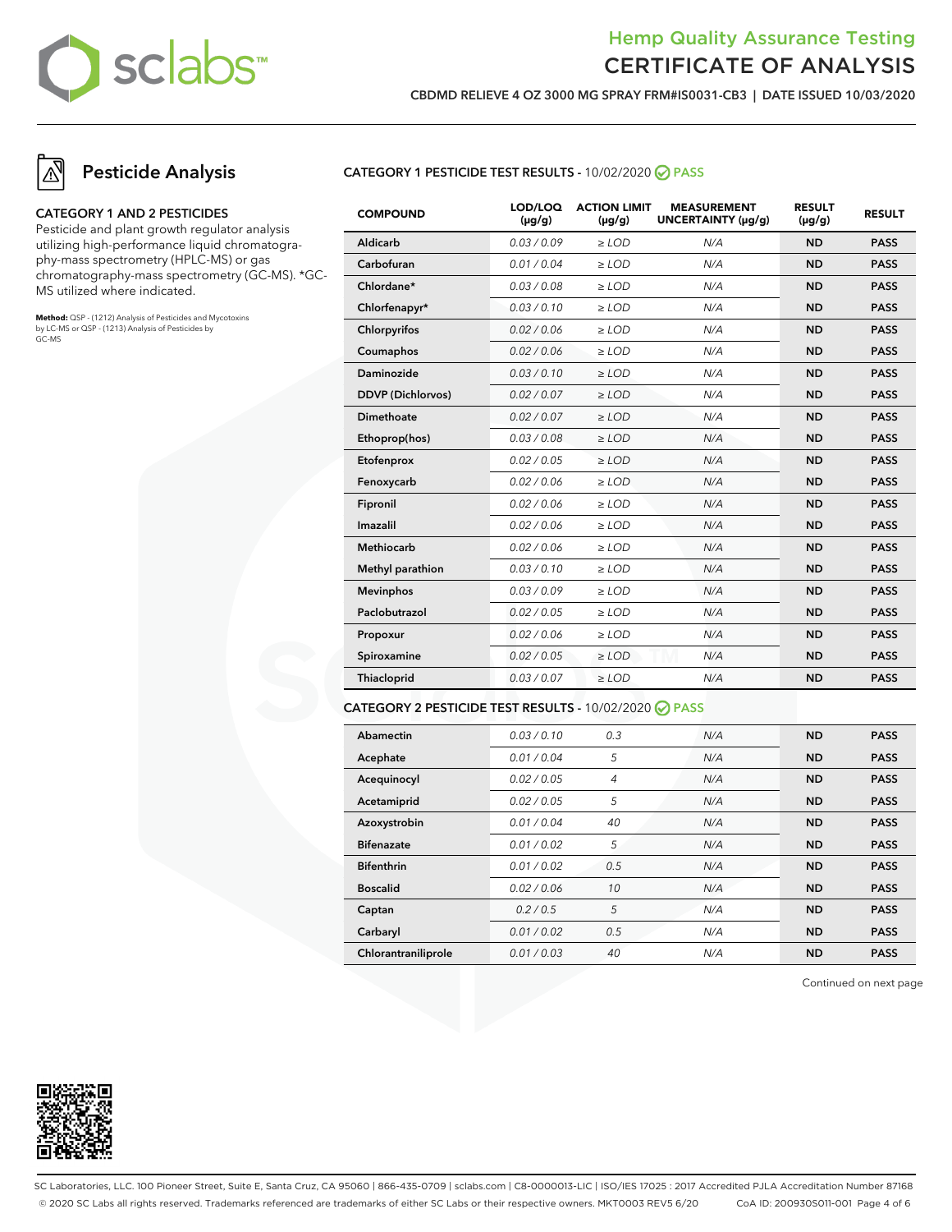# Hemp Quality Assurance Testing
# CERTIFICATE OF ANALYSIS

**CBDMD RELIEVE 4 OZ 3000 MG SPRAY FRM#IS0031-CB3 | DATE ISSUED 10/03/2020**

## Pesticide Analysis

**CATEGORY 1 AND 2 PESTICIDES**

Pesticide and plant growth regulator analysis utilizing high-performance liquid chromatography-mass spectrometry (HPLC-MS) or gas chromatography-mass spectrometry (GC-MS). *GC-MS utilized where indicated.

**Method:** QSP - (1212) Analysis of Pesticides and Mycotoxins by LC-MS or QSP - (1213) Analysis of Pesticides by GC-MS

**CATEGORY 1 PESTICIDE TEST RESULTS** - 10/02/2020 PASS

| COMPOUND | LOD/LOQ (μg/g) | ACTION LIMIT (μg/g) | MEASUREMENT UNCERTAINTY (μg/g) | RESULT (μg/g) | RESULT |
|---|---|---|---|---|---|
| Aldicarb | 0.03 / 0.09 | ≥ LOD | N/A | ND | PASS |
| Carbofuran | 0.01 / 0.04 | ≥ LOD | N/A | ND | PASS |
| Chlordane* | 0.03 / 0.08 | ≥ LOD | N/A | ND | PASS |
| Chlorfenapyr* | 0.03 / 0.10 | ≥ LOD | N/A | ND | PASS |
| Chlorpyrifos | 0.02 / 0.06 | ≥ LOD | N/A | ND | PASS |
| Coumaphos | 0.02 / 0.06 | ≥ LOD | N/A | ND | PASS |
| Daminozide | 0.03 / 0.10 | ≥ LOD | N/A | ND | PASS |
| DDVP (Dichlorvos) | 0.02 / 0.07 | ≥ LOD | N/A | ND | PASS |
| Dimethoate | 0.02 / 0.07 | ≥ LOD | N/A | ND | PASS |
| Ethoprop(hos) | 0.03 / 0.08 | ≥ LOD | N/A | ND | PASS |
| Etofenprox | 0.02 / 0.05 | ≥ LOD | N/A | ND | PASS |
| Fenoxycarb | 0.02 / 0.06 | ≥ LOD | N/A | ND | PASS |
| Fipronil | 0.02 / 0.06 | ≥ LOD | N/A | ND | PASS |
| Imazalil | 0.02 / 0.06 | ≥ LOD | N/A | ND | PASS |
| Methiocarb | 0.02 / 0.06 | ≥ LOD | N/A | ND | PASS |
| Methyl parathion | 0.03 / 0.10 | ≥ LOD | N/A | ND | PASS |
| Mevinphos | 0.03 / 0.09 | ≥ LOD | N/A | ND | PASS |
| Paclobutrazol | 0.02 / 0.05 | ≥ LOD | N/A | ND | PASS |
| Propoxur | 0.02 / 0.06 | ≥ LOD | N/A | ND | PASS |
| Spiroxamine | 0.02 / 0.05 | ≥ LOD | N/A | ND | PASS |
| Thiacloprid | 0.03 / 0.07 | ≥ LOD | N/A | ND | PASS |

**CATEGORY 2 PESTICIDE TEST RESULTS** - 10/02/2020 PASS

| COMPOUND | LOD/LOQ (μg/g) | ACTION LIMIT (μg/g) | MEASUREMENT UNCERTAINTY (μg/g) | RESULT (μg/g) | RESULT |
|---|---|---|---|---|---|
| Abamectin | 0.03 / 0.10 | 0.3 | N/A | ND | PASS |
| Acephate | 0.01 / 0.04 | 5 | N/A | ND | PASS |
| Acequinocyl | 0.02 / 0.05 | 4 | N/A | ND | PASS |
| Acetamiprid | 0.02 / 0.05 | 5 | N/A | ND | PASS |
| Azoxystrobin | 0.01 / 0.04 | 40 | N/A | ND | PASS |
| Bifenazate | 0.01 / 0.02 | 5 | N/A | ND | PASS |
| Bifenthrin | 0.01 / 0.02 | 0.5 | N/A | ND | PASS |
| Boscalid | 0.02 / 0.06 | 10 | N/A | ND | PASS |
| Captan | 0.2 / 0.5 | 5 | N/A | ND | PASS |
| Carbaryl | 0.01 / 0.02 | 0.5 | N/A | ND | PASS |
| Chlorantraniliprole | 0.01 / 0.03 | 40 | N/A | ND | PASS |

Continued on next page

SC Laboratories, LLC. 100 Pioneer Street, Suite E, Santa Cruz, CA 95060 | 866-435-0709 | sclabs.com | C8-0000013-LIC | ISO/IES 17025 : 2017 Accredited PJLA Accreditation Number 87168
© 2020 SC Labs all rights reserved. Trademarks referenced are trademarks of either SC Labs or their respective owners. MKT0003 REV5 6/20 CoA ID: 200930S011-001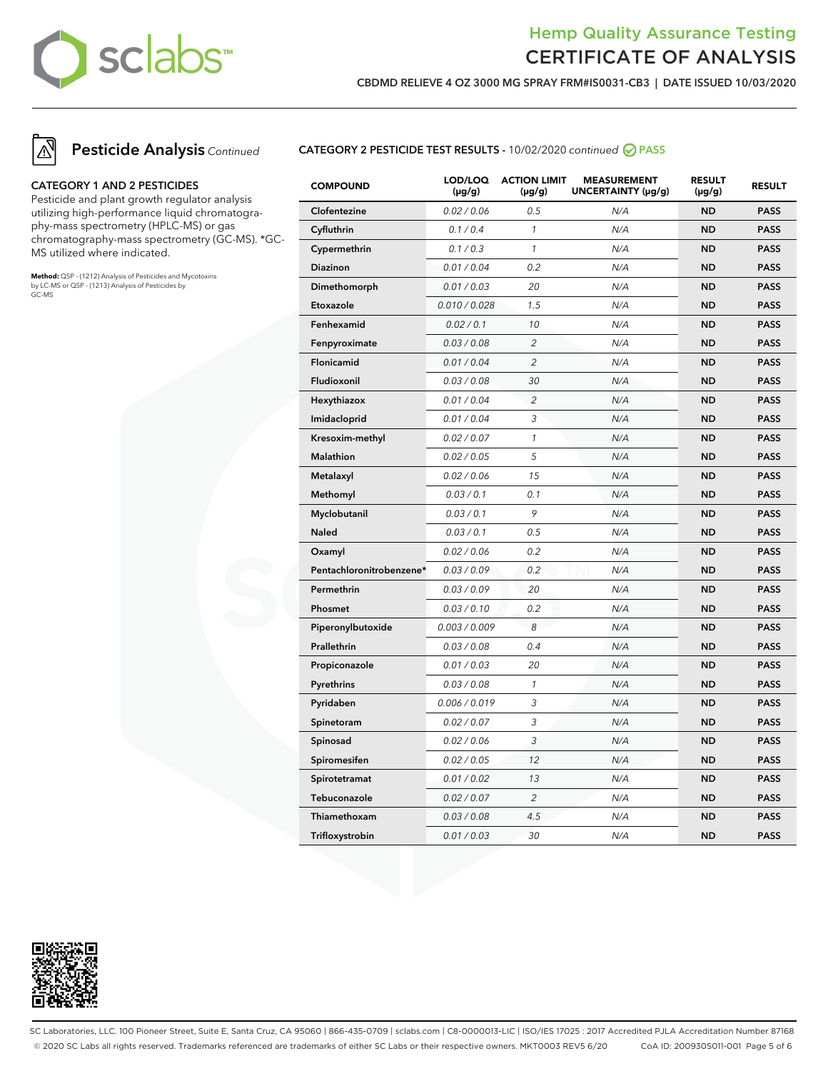# Hemp Quality Assurance Testing
# CERTIFICATE OF ANALYSIS

**CBDMD RELIEVE 4 OZ 3000 MG SPRAY FRM#IS0031-CB3 | DATE ISSUED 10/03/2020**

## Pesticide Analysis *Continued*

### CATEGORY 1 AND 2 PESTICIDES

Pesticide and plant growth regulator analysis utilizing high-performance liquid chromatography-mass spectrometry (HPLC-MS) or gas chromatography-mass spectrometry (GC-MS). *GC-MS utilized where indicated.

**Method:** QSP - (1212) Analysis of Pesticides and Mycotoxins by LC-MS or QSP - (1213) Analysis of Pesticides by GC-MS

### CATEGORY 2 PESTICIDE TEST RESULTS - 10/02/2020 *continued* PASS

| COMPOUND | LOD/LOQ (μg/g) | ACTION LIMIT (μg/g) | MEASUREMENT UNCERTAINTY (μg/g) | RESULT (μg/g) | RESULT |
|---|---|---|---|---|---|
| Clofentezine | 0.02 / 0.06 | 0.5 | N/A | ND | PASS |
| Cyfluthrin | 0.1 / 0.4 | 1 | N/A | ND | PASS |
| Cypermethrin | 0.1 / 0.3 | 1 | N/A | ND | PASS |
| Diazinon | 0.01 / 0.04 | 0.2 | N/A | ND | PASS |
| Dimethomorph | 0.01 / 0.03 | 20 | N/A | ND | PASS |
| Etoxazole | 0.010 / 0.028 | 1.5 | N/A | ND | PASS |
| Fenhexamid | 0.02 / 0.1 | 10 | N/A | ND | PASS |
| Fenpyroximate | 0.03 / 0.08 | 2 | N/A | ND | PASS |
| Flonicamid | 0.01 / 0.04 | 2 | N/A | ND | PASS |
| Fludioxonil | 0.03 / 0.08 | 30 | N/A | ND | PASS |
| Hexythiazox | 0.01 / 0.04 | 2 | N/A | ND | PASS |
| Imidacloprid | 0.01 / 0.04 | 3 | N/A | ND | PASS |
| Kresoxim-methyl | 0.02 / 0.07 | 1 | N/A | ND | PASS |
| Malathion | 0.02 / 0.05 | 5 | N/A | ND | PASS |
| Metalaxyl | 0.02 / 0.06 | 15 | N/A | ND | PASS |
| Methomyl | 0.03 / 0.1 | 0.1 | N/A | ND | PASS |
| Myclobutanil | 0.03 / 0.1 | 9 | N/A | ND | PASS |
| Naled | 0.03 / 0.1 | 0.5 | N/A | ND | PASS |
| Oxamyl | 0.02 / 0.06 | 0.2 | N/A | ND | PASS |
| Pentachloronitrobenzene* | 0.03 / 0.09 | 0.2 | N/A | ND | PASS |
| Permethrin | 0.03 / 0.09 | 20 | N/A | ND | PASS |
| Phosmet | 0.03 / 0.10 | 0.2 | N/A | ND | PASS |
| Piperonylbutoxide | 0.003 / 0.009 | 8 | N/A | ND | PASS |
| Prallethrin | 0.03 / 0.08 | 0.4 | N/A | ND | PASS |
| Propiconazole | 0.01 / 0.03 | 20 | N/A | ND | PASS |
| Pyrethrins | 0.03 / 0.08 | 1 | N/A | ND | PASS |
| Pyridaben | 0.006 / 0.019 | 3 | N/A | ND | PASS |
| Spinetoram | 0.02 / 0.07 | 3 | N/A | ND | PASS |
| Spinosad | 0.02 / 0.06 | 3 | N/A | ND | PASS |
| Spiromesifen | 0.02 / 0.05 | 12 | N/A | ND | PASS |
| Spirotetramat | 0.01 / 0.02 | 13 | N/A | ND | PASS |
| Tebuconazole | 0.02 / 0.07 | 2 | N/A | ND | PASS |
| Thiamethoxam | 0.03 / 0.08 | 4.5 | N/A | ND | PASS |
| Trifloxystrobin | 0.01 / 0.03 | 30 | N/A | ND | PASS |

SC Laboratories, LLC. 100 Pioneer Street, Suite E, Santa Cruz, CA 95060 | 866-435-0709 | sclabs.com | C8-0000013-LIC | ISO/IES 17025 : 2017 Accredited PJLA Accreditation Number 87168
© 2020 SC Labs all rights reserved. Trademarks referenced are trademarks of either SC Labs or their respective owners. MKT0003 REV5 6/20 CoA ID: 200930S011-001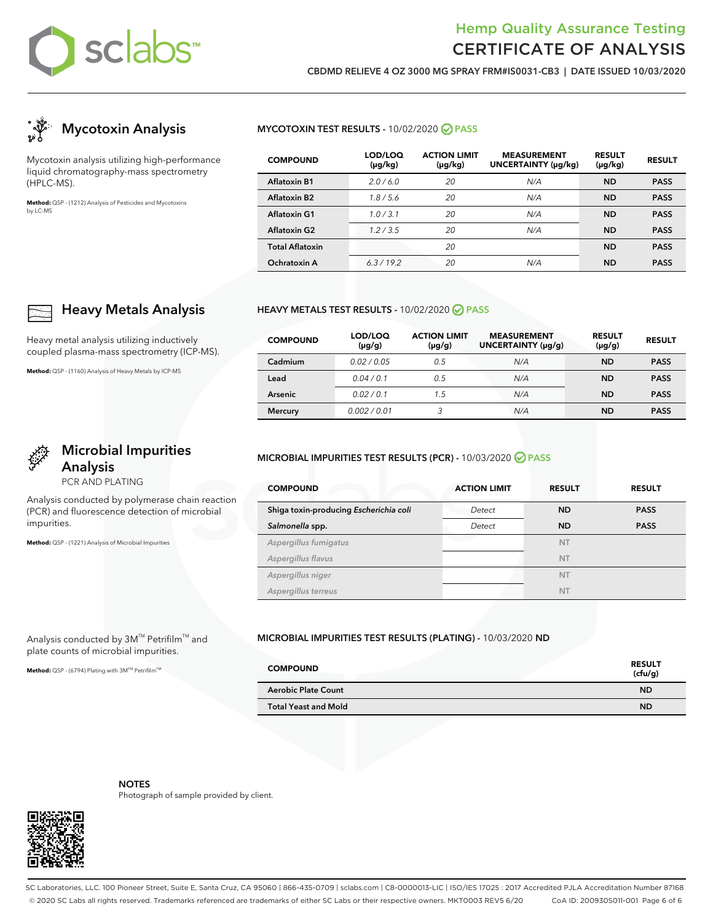# Hemp Quality Assurance Testing
# CERTIFICATE OF ANALYSIS

**CBDMD RELIEVE 4 OZ 3000 MG SPRAY FRM#IS0031-CB3 | DATE ISSUED 10/03/2020**

## Mycotoxin Analysis

Mycotoxin analysis utilizing high-performance liquid chromatography-mass spectrometry (HPLC-MS).

**Method:** QSP - (1212) Analysis of Pesticides and Mycotoxins by LC-MS

### MYCOTOXIN TEST RESULTS - 10/02/2020 PASS

| COMPOUND | LOD/LOQ (µg/kg) | ACTION LIMIT (µg/kg) | MEASUREMENT UNCERTAINTY (µg/kg) | RESULT (µg/kg) | RESULT |
|---|---|---|---|---|---|
| Aflatoxin B1 | 2.0 / 6.0 | 20 | N/A | ND | PASS |
| Aflatoxin B2 | 1.8 / 5.6 | 20 | N/A | ND | PASS |
| Aflatoxin G1 | 1.0 / 3.1 | 20 | N/A | ND | PASS |
| Aflatoxin G2 | 1.2 / 3.5 | 20 | N/A | ND | PASS |
| Total Aflatoxin | | 20 | | ND | PASS |
| Ochratoxin A | 6.3 / 19.2 | 20 | N/A | ND | PASS |

## Heavy Metals Analysis

Heavy metal analysis utilizing inductively coupled plasma-mass spectrometry (ICP-MS).

**Method:** QSP - (1160) Analysis of Heavy Metals by ICP-MS

### HEAVY METALS TEST RESULTS - 10/02/2020 PASS

| COMPOUND | LOD/LOQ (µg/g) | ACTION LIMIT (µg/g) | MEASUREMENT UNCERTAINTY (µg/g) | RESULT (µg/g) | RESULT |
|---|---|---|---|---|---|
| Cadmium | 0.02 / 0.05 | 0.5 | N/A | ND | PASS |
| Lead | 0.04 / 0.1 | 0.5 | N/A | ND | PASS |
| Arsenic | 0.02 / 0.1 | 1.5 | N/A | ND | PASS |
| Mercury | 0.002 / 0.01 | 3 | N/A | ND | PASS |

## Microbial Impurities Analysis

PCR AND PLATING

Analysis conducted by polymerase chain reaction (PCR) and fluorescence detection of microbial impurities.

**Method:** QSP - (1221) Analysis of Microbial Impurities

### MICROBIAL IMPURITIES TEST RESULTS (PCR) - 10/03/2020 PASS

| COMPOUND | ACTION LIMIT | RESULT | RESULT |
|---|---|---|---|
| Shiga toxin-producing *Escherichia coli* | Detect | ND | PASS |
| *Salmonella* spp. | Detect | ND | PASS |
| *Aspergillus fumigatus* | | NT | |
| *Aspergillus flavus* | | NT | |
| *Aspergillus niger* | | NT | |
| *Aspergillus terreus* | | NT | |

Analysis conducted by 3M™ Petrifilm™ and plate counts of microbial impurities.

**Method:** QSP - (6794) Plating with 3M™ Petrifilm™

### MICROBIAL IMPURITIES TEST RESULTS (PLATING) - 10/03/2020 ND

| COMPOUND | RESULT (cfu/g) |
|---|---|
| Aerobic Plate Count | ND |
| Total Yeast and Mold | ND |

**NOTES**

Photograph of sample provided by client.

SC Laboratories, LLC. 100 Pioneer Street, Suite E, Santa Cruz, CA 95060 | 866-435-0709 | sclabs.com | C8-0000013-LIC | ISO/IES 17025 : 2017 Accredited PJLA Accreditation Number 87168
© 2020 SC Labs all rights reserved. Trademarks referenced are trademarks of either SC Labs or their respective owners. MKT0003 REV5 6/20 CoA ID: 200930S011-001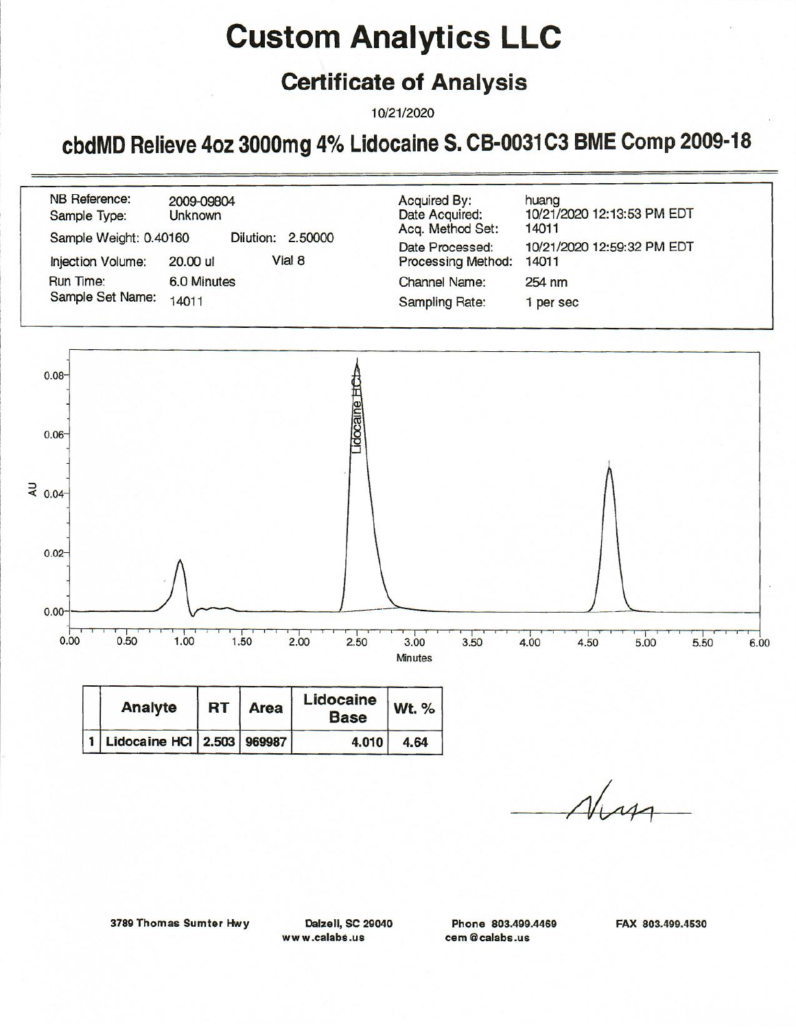# Custom Analytics LLC

## Certificate of Analysis

10/21/2020

## cbdMD Relieve 4oz 3000mg 4% Lidocaine S. CB-0031C3 BME Comp 2009-18

| | | | |
|---|---|---|---|
| NB Reference: | 2009-09804 | Acquired By: | huang |
| Sample Type: | Unknown | Date Acquired: | 10/21/2020 12:13:53 PM EDT |
| Sample Weight: 0.40160 | Dilution: 2.50000 | Acq. Method Set: | 14011 |
| Injection Volume: | 20.00 ul &nbsp; Vial 8 | Date Processed: | 10/21/2020 12:59:32 PM EDT |
| Run Time: | 6.0 Minutes | Processing Method: | 14011 |
| Sample Set Name: | 14011 | Channel Name: | 254 nm |
| | | Sampling Rate: | 1 per sec |

AU

0.08
0.06
0.04
0.02
0.00

Lidocaine HCl

0.00 0.50 1.00 1.50 2.00 2.50 3.00 3.50 4.00 4.50 5.00 5.50 6.00

Minutes

| | Analyte | RT | Area | Lidocaine Base | Wt. % |
|---|---|---|---|---|---|
| 1 | Lidocaine HCl | 2.503 | 969987 | 4.010 | 4.64 |

3789 Thomas Sumter Hwy &nbsp; Dalzell, SC 29040 &nbsp; www.calabs.us &nbsp; Phone 803.499.4469 &nbsp; cem@calabs.us &nbsp; FAX 803.499.4530